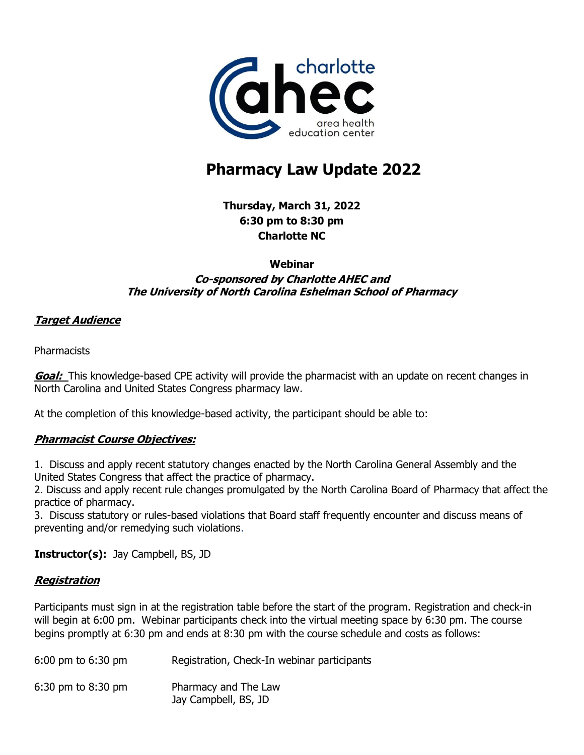charlotte ahec area health education center

# Pharmacy Law Update 2022

**Thursday, March 31, 2022**
**6:30 pm to 8:30 pm**
**Charlotte NC**

**Webinar**
***Co-sponsored by Charlotte AHEC and***
***The University of North Carolina Eshelman School of Pharmacy***

## ***Target Audience***

Pharmacists

***Goal:*** This knowledge-based CPE activity will provide the pharmacist with an update on recent changes in North Carolina and United States Congress pharmacy law.

At the completion of this knowledge-based activity, the participant should be able to:

### ***Pharmacist Course Objectives:***

1. Discuss and apply recent statutory changes enacted by the North Carolina General Assembly and the United States Congress that affect the practice of pharmacy.
2. Discuss and apply recent rule changes promulgated by the North Carolina Board of Pharmacy that affect the practice of pharmacy.
3. Discuss statutory or rules-based violations that Board staff frequently encounter and discuss means of preventing and/or remedying such violations.

**Instructor(s):** Jay Campbell, BS, JD

## ***Registration***

Participants must sign in at the registration table before the start of the program. Registration and check-in will begin at 6:00 pm. Webinar participants check into the virtual meeting space by 6:30 pm. The course begins promptly at 6:30 pm and ends at 8:30 pm with the course schedule and costs as follows:

| | |
|---|---|
| 6:00 pm to 6:30 pm | Registration, Check-In webinar participants |
| 6:30 pm to 8:30 pm | Pharmacy and The Law<br>Jay Campbell, BS, JD |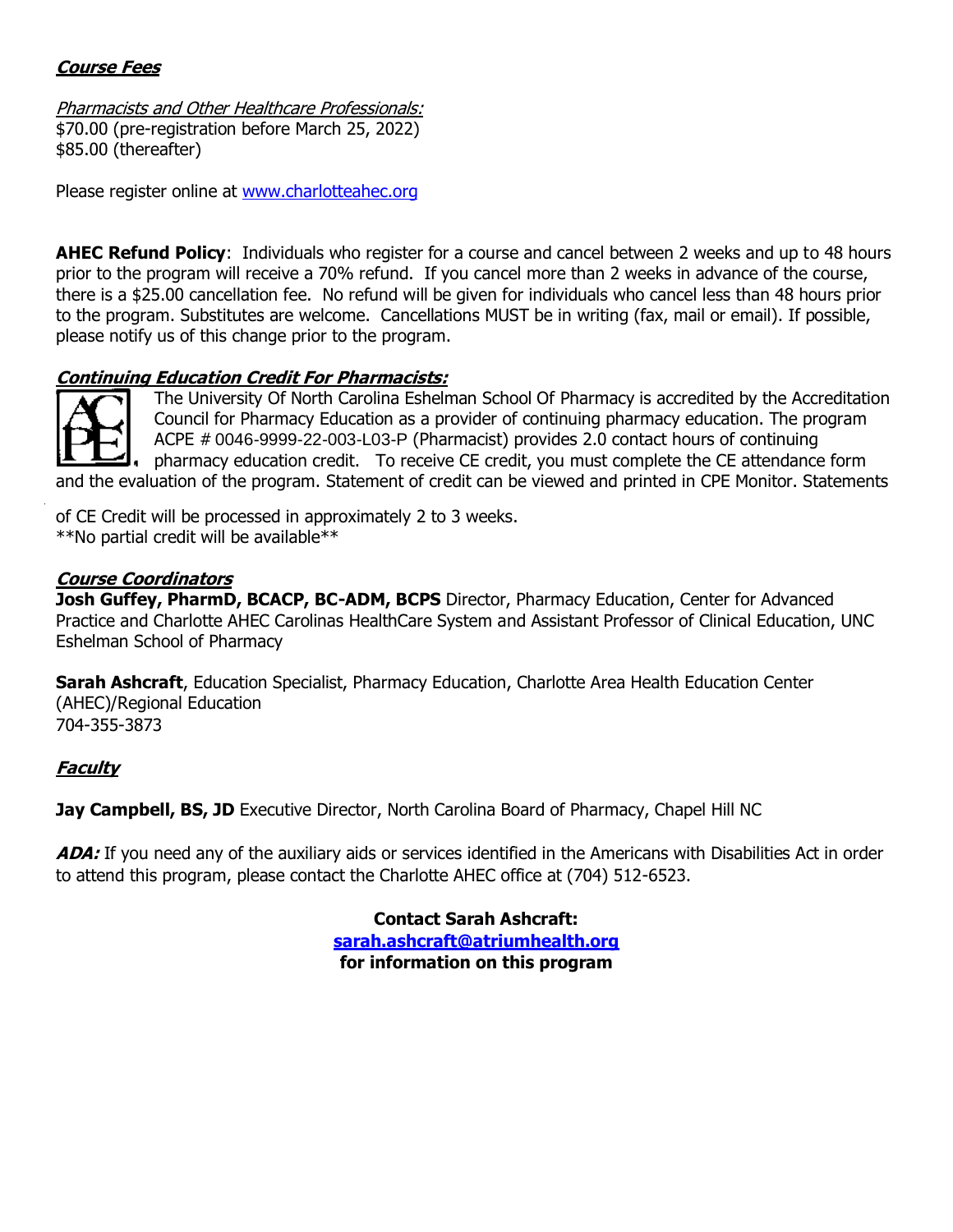**_Course Fees_**

_Pharmacists and Other Healthcare Professionals:_
$70.00 (pre-registration before March 25, 2022)
$85.00 (thereafter)

Please register online at www.charlotteahec.org

**AHEC Refund Policy**: Individuals who register for a course and cancel between 2 weeks and up to 48 hours prior to the program will receive a 70% refund. If you cancel more than 2 weeks in advance of the course, there is a $25.00 cancellation fee. No refund will be given for individuals who cancel less than 48 hours prior to the program. Substitutes are welcome. Cancellations MUST be in writing (fax, mail or email). If possible, please notify us of this change prior to the program.

**_Continuing Education Credit For Pharmacists:_**

The University Of North Carolina Eshelman School Of Pharmacy is accredited by the Accreditation Council for Pharmacy Education as a provider of continuing pharmacy education. The program ACPE # 0046-9999-22-003-L03-P (Pharmacist) provides 2.0 contact hours of continuing pharmacy education credit. To receive CE credit, you must complete the CE attendance form and the evaluation of the program. Statement of credit can be viewed and printed in CPE Monitor. Statements of CE Credit will be processed in approximately 2 to 3 weeks.
**No partial credit will be available**

**_Course Coordinators_**

**Josh Guffey, PharmD, BCACP, BC-ADM, BCPS** Director, Pharmacy Education, Center for Advanced Practice and Charlotte AHEC Carolinas HealthCare System and Assistant Professor of Clinical Education, UNC Eshelman School of Pharmacy

**Sarah Ashcraft**, Education Specialist, Pharmacy Education, Charlotte Area Health Education Center (AHEC)/Regional Education
704-355-3873

**_Faculty_**

**Jay Campbell, BS, JD** Executive Director, North Carolina Board of Pharmacy, Chapel Hill NC

**_ADA:_** If you need any of the auxiliary aids or services identified in the Americans with Disabilities Act in order to attend this program, please contact the Charlotte AHEC office at (704) 512-6523.

**Contact Sarah Ashcraft:**
**sarah.ashcraft@atriumhealth.org**
**for information on this program**